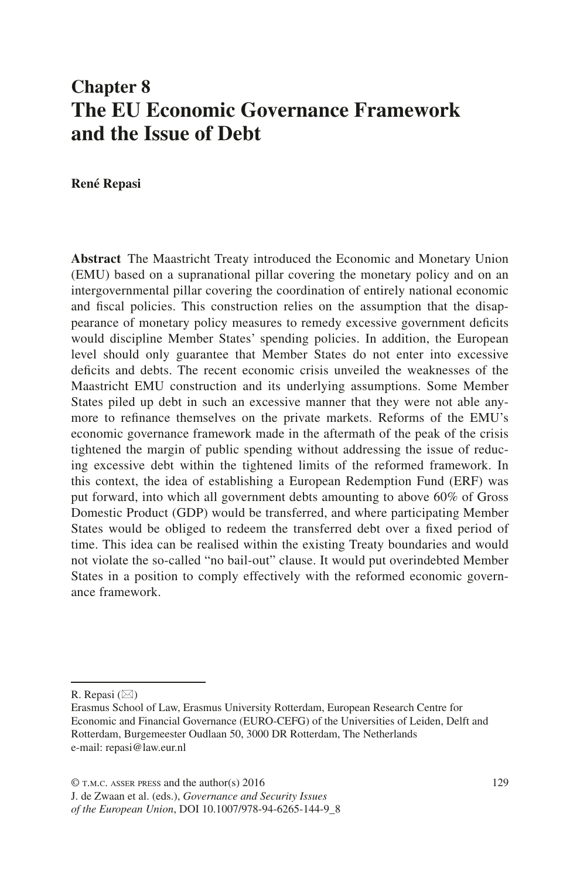# Chapter 8
# The EU Economic Governance Framework and the Issue of Debt

**René Repasi**

**Abstract** The Maastricht Treaty introduced the Economic and Monetary Union (EMU) based on a supranational pillar covering the monetary policy and on an intergovernmental pillar covering the coordination of entirely national economic and fiscal policies. This construction relies on the assumption that the disappearance of monetary policy measures to remedy excessive government deficits would discipline Member States' spending policies. In addition, the European level should only guarantee that Member States do not enter into excessive deficits and debts. The recent economic crisis unveiled the weaknesses of the Maastricht EMU construction and its underlying assumptions. Some Member States piled up debt in such an excessive manner that they were not able anymore to refinance themselves on the private markets. Reforms of the EMU's economic governance framework made in the aftermath of the peak of the crisis tightened the margin of public spending without addressing the issue of reducing excessive debt within the tightened limits of the reformed framework. In this context, the idea of establishing a European Redemption Fund (ERF) was put forward, into which all government debts amounting to above 60% of Gross Domestic Product (GDP) would be transferred, and where participating Member States would be obliged to redeem the transferred debt over a fixed period of time. This idea can be realised within the existing Treaty boundaries and would not violate the so-called "no bail-out" clause. It would put overindebted Member States in a position to comply effectively with the reformed economic governance framework.

---

R. Repasi (✉)
Erasmus School of Law, Erasmus University Rotterdam, European Research Centre for Economic and Financial Governance (EURO-CEFG) of the Universities of Leiden, Delft and Rotterdam, Burgemeester Oudlaan 50, 3000 DR Rotterdam, The Netherlands
e-mail: repasi@law.eur.nl

© T.M.C. Asser Press and the author(s) 2016
J. de Zwaan et al. (eds.), *Governance and Security Issues of the European Union*, DOI 10.1007/978-94-6265-144-9_8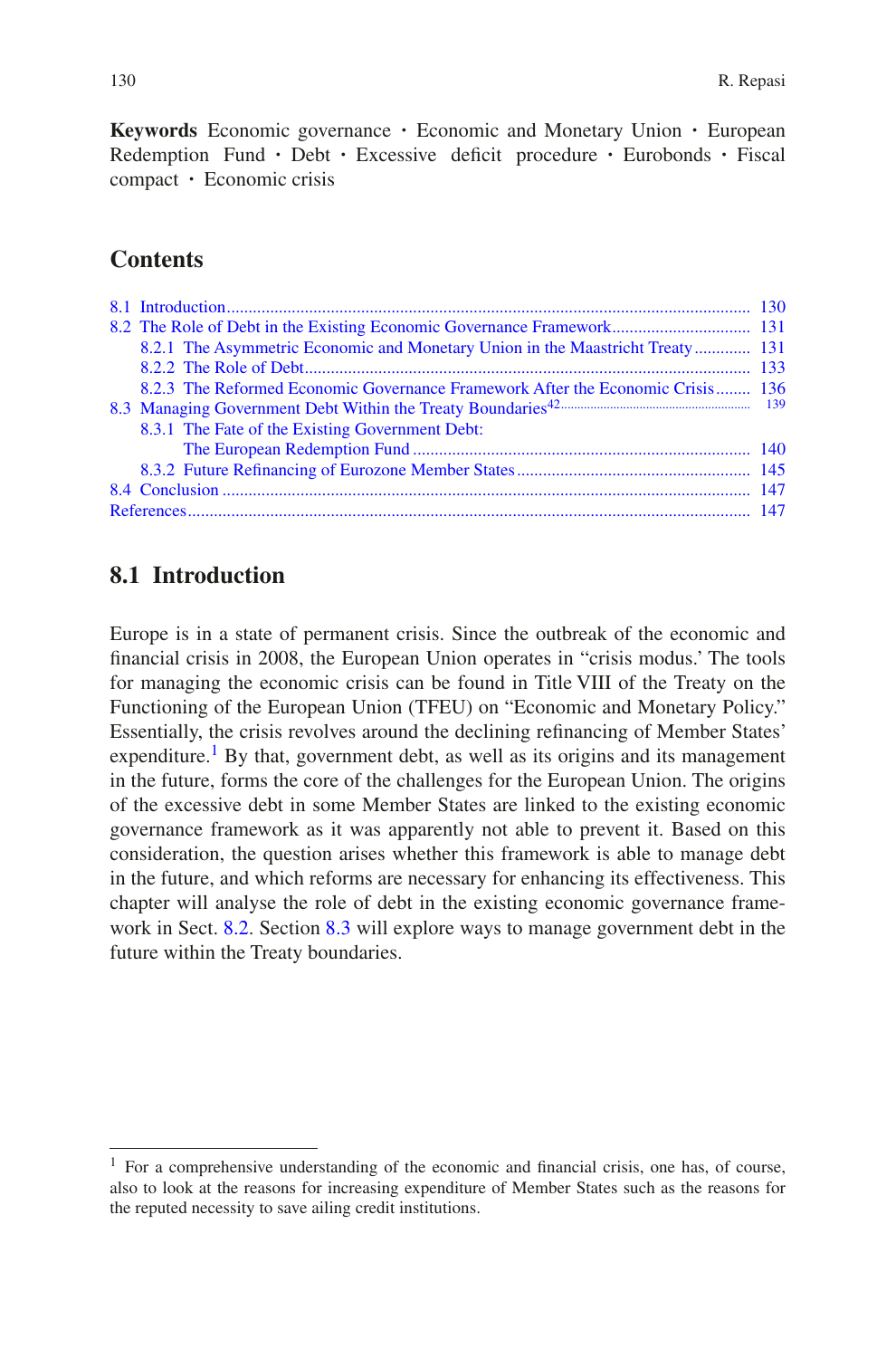**Keywords** Economic governance · Economic and Monetary Union · European Redemption Fund · Debt · Excessive deficit procedure · Eurobonds · Fiscal compact · Economic crisis

## Contents

- 8.1 Introduction ........ 130
- 8.2 The Role of Debt in the Existing Economic Governance Framework ........ 131
  - 8.2.1 The Asymmetric Economic and Monetary Union in the Maastricht Treaty ........ 131
  - 8.2.2 The Role of Debt ........ 133
  - 8.2.3 The Reformed Economic Governance Framework After the Economic Crisis ........ 136
- 8.3 Managing Government Debt Within the Treaty Boundaries[42] ........ 139
  - 8.3.1 The Fate of the Existing Government Debt: The European Redemption Fund ........ 140
  - 8.3.2 Future Refinancing of Eurozone Member States ........ 145
- 8.4 Conclusion ........ 147
- References ........ 147

## 8.1 Introduction

Europe is in a state of permanent crisis. Since the outbreak of the economic and financial crisis in 2008, the European Union operates in "crisis modus.' The tools for managing the economic crisis can be found in Title VIII of the Treaty on the Functioning of the European Union (TFEU) on "Economic and Monetary Policy." Essentially, the crisis revolves around the declining refinancing of Member States' expenditure.[1] By that, government debt, as well as its origins and its management in the future, forms the core of the challenges for the European Union. The origins of the excessive debt in some Member States are linked to the existing economic governance framework as it was apparently not able to prevent it. Based on this consideration, the question arises whether this framework is able to manage debt in the future, and which reforms are necessary for enhancing its effectiveness. This chapter will analyse the role of debt in the existing economic governance framework in Sect. 8.2. Section 8.3 will explore ways to manage government debt in the future within the Treaty boundaries.

---

[1] For a comprehensive understanding of the economic and financial crisis, one has, of course, also to look at the reasons for increasing expenditure of Member States such as the reasons for the reputed necessity to save ailing credit institutions.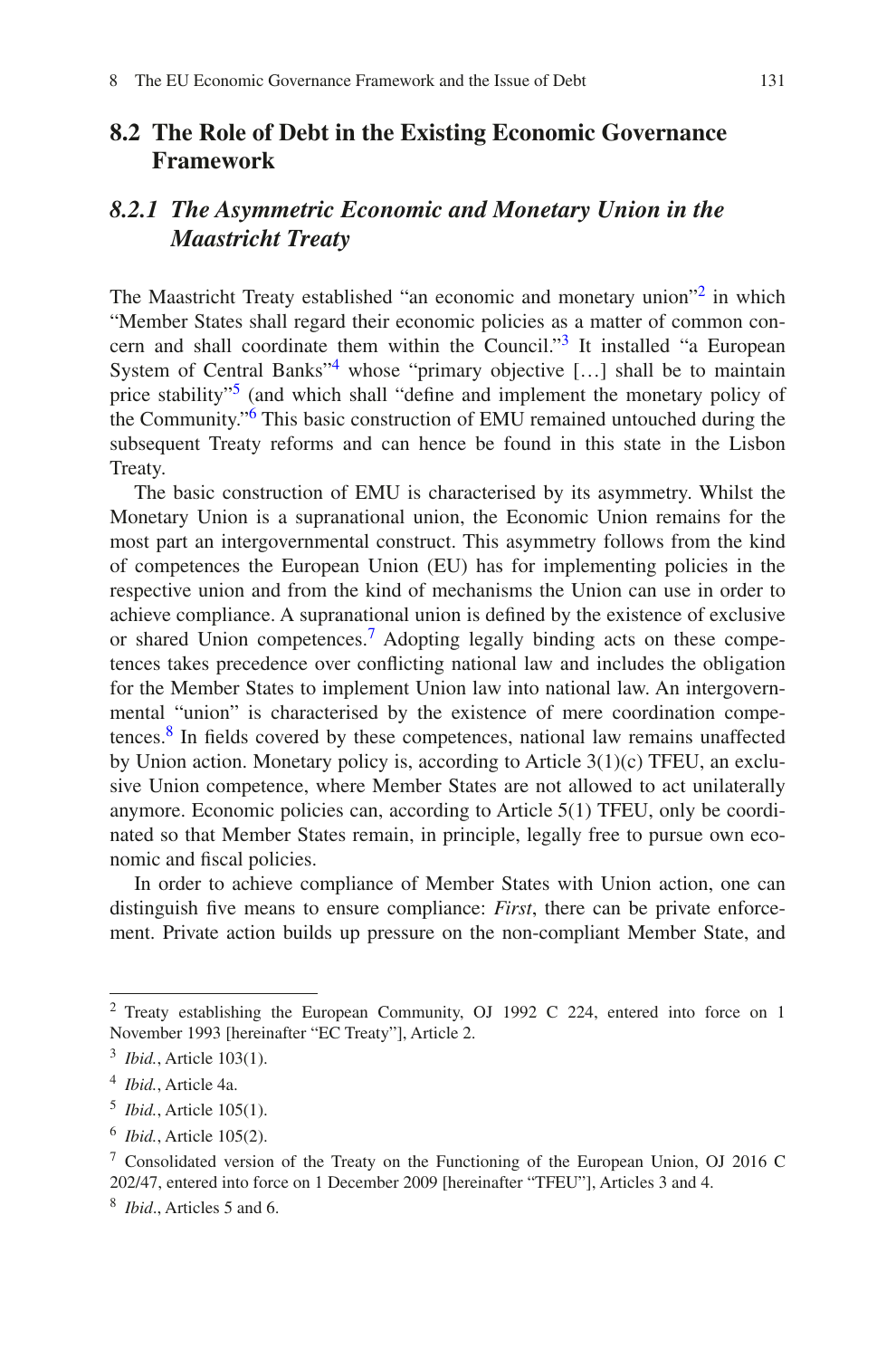## 8.2 The Role of Debt in the Existing Economic Governance Framework

### 8.2.1 *The Asymmetric Economic and Monetary Union in the Maastricht Treaty*

The Maastricht Treaty established “an economic and monetary union”[2] in which “Member States shall regard their economic policies as a matter of common concern and shall coordinate them within the Council.”[3] It installed “a European System of Central Banks”[4] whose “primary objective […] shall be to maintain price stability”[5] (and which shall “define and implement the monetary policy of the Community.”[6] This basic construction of EMU remained untouched during the subsequent Treaty reforms and can hence be found in this state in the Lisbon Treaty.

The basic construction of EMU is characterised by its asymmetry. Whilst the Monetary Union is a supranational union, the Economic Union remains for the most part an intergovernmental construct. This asymmetry follows from the kind of competences the European Union (EU) has for implementing policies in the respective union and from the kind of mechanisms the Union can use in order to achieve compliance. A supranational union is defined by the existence of exclusive or shared Union competences.[7] Adopting legally binding acts on these competences takes precedence over conflicting national law and includes the obligation for the Member States to implement Union law into national law. An intergovernmental “union” is characterised by the existence of mere coordination competences.[8] In fields covered by these competences, national law remains unaffected by Union action. Monetary policy is, according to Article 3(1)(c) TFEU, an exclusive Union competence, where Member States are not allowed to act unilaterally anymore. Economic policies can, according to Article 5(1) TFEU, only be coordinated so that Member States remain, in principle, legally free to pursue own economic and fiscal policies.

In order to achieve compliance of Member States with Union action, one can distinguish five means to ensure compliance: *First*, there can be private enforcement. Private action builds up pressure on the non-compliant Member State, and

---

[2] Treaty establishing the European Community, OJ 1992 C 224, entered into force on 1 November 1993 [hereinafter “EC Treaty”], Article 2.

[3] *Ibid.*, Article 103(1).

[4] *Ibid.*, Article 4a.

[5] *Ibid.*, Article 105(1).

[6] *Ibid.*, Article 105(2).

[7] Consolidated version of the Treaty on the Functioning of the European Union, OJ 2016 C 202/47, entered into force on 1 December 2009 [hereinafter “TFEU”], Articles 3 and 4.

[8] *Ibid*., Articles 5 and 6.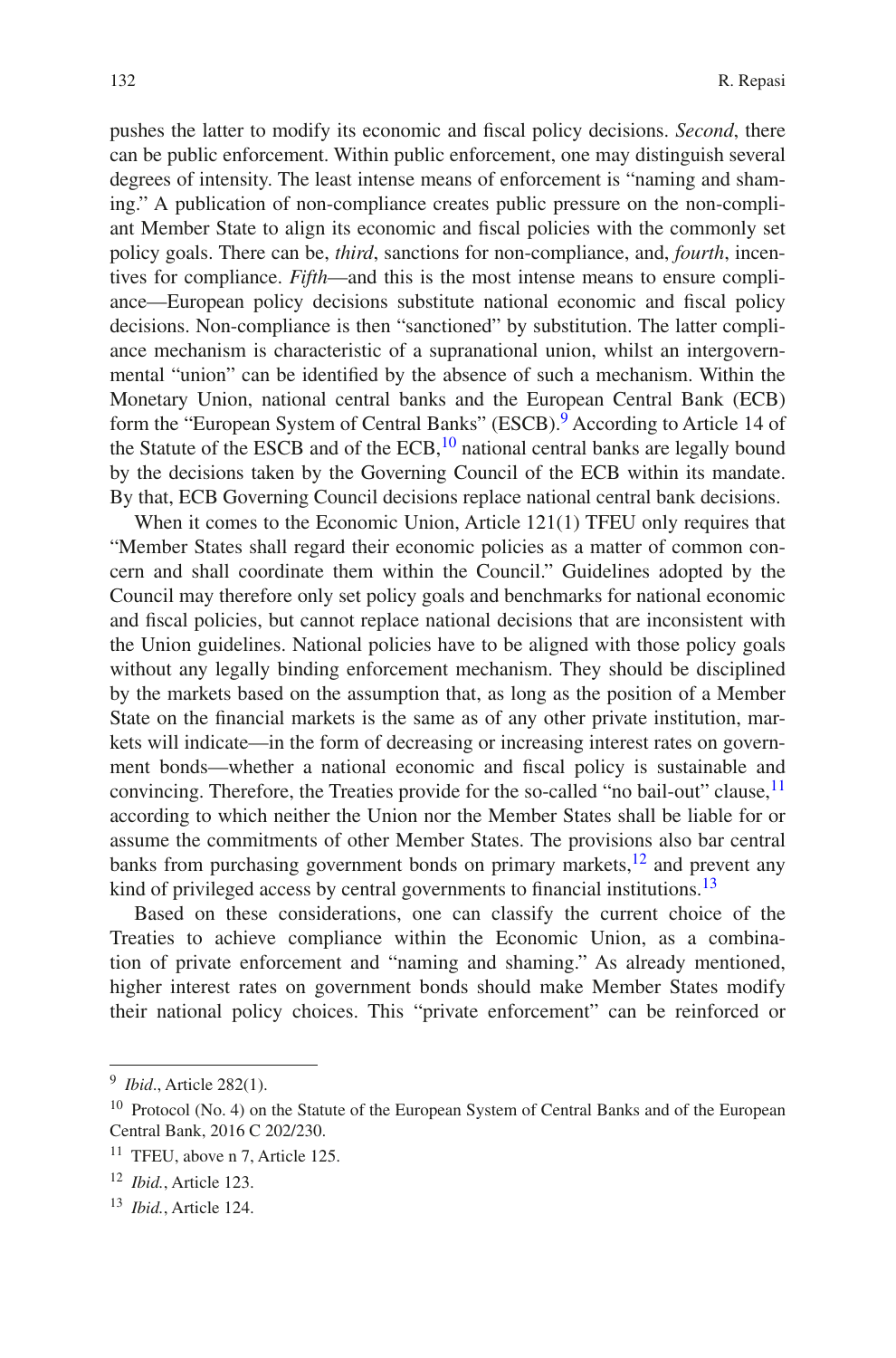pushes the latter to modify its economic and fiscal policy decisions. *Second*, there can be public enforcement. Within public enforcement, one may distinguish several degrees of intensity. The least intense means of enforcement is "naming and shaming." A publication of non-compliance creates public pressure on the non-compliant Member State to align its economic and fiscal policies with the commonly set policy goals. There can be, *third*, sanctions for non-compliance, and, *fourth*, incentives for compliance. *Fifth*—and this is the most intense means to ensure compliance—European policy decisions substitute national economic and fiscal policy decisions. Non-compliance is then "sanctioned" by substitution. The latter compliance mechanism is characteristic of a supranational union, whilst an intergovernmental "union" can be identified by the absence of such a mechanism. Within the Monetary Union, national central banks and the European Central Bank (ECB) form the "European System of Central Banks" (ESCB).[9] According to Article 14 of the Statute of the ESCB and of the ECB,[10] national central banks are legally bound by the decisions taken by the Governing Council of the ECB within its mandate. By that, ECB Governing Council decisions replace national central bank decisions.

When it comes to the Economic Union, Article 121(1) TFEU only requires that "Member States shall regard their economic policies as a matter of common concern and shall coordinate them within the Council." Guidelines adopted by the Council may therefore only set policy goals and benchmarks for national economic and fiscal policies, but cannot replace national decisions that are inconsistent with the Union guidelines. National policies have to be aligned with those policy goals without any legally binding enforcement mechanism. They should be disciplined by the markets based on the assumption that, as long as the position of a Member State on the financial markets is the same as of any other private institution, markets will indicate—in the form of decreasing or increasing interest rates on government bonds—whether a national economic and fiscal policy is sustainable and convincing. Therefore, the Treaties provide for the so-called "no bail-out" clause,[11] according to which neither the Union nor the Member States shall be liable for or assume the commitments of other Member States. The provisions also bar central banks from purchasing government bonds on primary markets,[12] and prevent any kind of privileged access by central governments to financial institutions.[13]

Based on these considerations, one can classify the current choice of the Treaties to achieve compliance within the Economic Union, as a combination of private enforcement and "naming and shaming." As already mentioned, higher interest rates on government bonds should make Member States modify their national policy choices. This "private enforcement" can be reinforced or

---

[9] *Ibid.*, Article 282(1).

[10] Protocol (No. 4) on the Statute of the European System of Central Banks and of the European Central Bank, 2016 C 202/230.

[11] TFEU, above n 7, Article 125.

[12] *Ibid.*, Article 123.

[13] *Ibid.*, Article 124.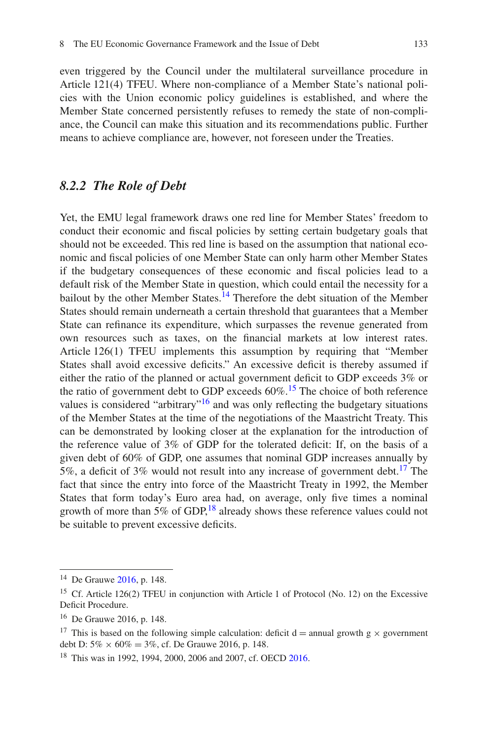even triggered by the Council under the multilateral surveillance procedure in Article 121(4) TFEU. Where non-compliance of a Member State's national policies with the Union economic policy guidelines is established, and where the Member State concerned persistently refuses to remedy the state of non-compliance, the Council can make this situation and its recommendations public. Further means to achieve compliance are, however, not foreseen under the Treaties.

### *8.2.2 The Role of Debt*

Yet, the EMU legal framework draws one red line for Member States' freedom to conduct their economic and fiscal policies by setting certain budgetary goals that should not be exceeded. This red line is based on the assumption that national economic and fiscal policies of one Member State can only harm other Member States if the budgetary consequences of these economic and fiscal policies lead to a default risk of the Member State in question, which could entail the necessity for a bailout by the other Member States.[14] Therefore the debt situation of the Member States should remain underneath a certain threshold that guarantees that a Member State can refinance its expenditure, which surpasses the revenue generated from own resources such as taxes, on the financial markets at low interest rates. Article 126(1) TFEU implements this assumption by requiring that "Member States shall avoid excessive deficits." An excessive deficit is thereby assumed if either the ratio of the planned or actual government deficit to GDP exceeds 3% or the ratio of government debt to GDP exceeds 60%.[15] The choice of both reference values is considered "arbitrary"[16] and was only reflecting the budgetary situations of the Member States at the time of the negotiations of the Maastricht Treaty. This can be demonstrated by looking closer at the explanation for the introduction of the reference value of 3% of GDP for the tolerated deficit: If, on the basis of a given debt of 60% of GDP, one assumes that nominal GDP increases annually by 5%, a deficit of 3% would not result into any increase of government debt.[17] The fact that since the entry into force of the Maastricht Treaty in 1992, the Member States that form today's Euro area had, on average, only five times a nominal growth of more than 5% of GDP,[18] already shows these reference values could not be suitable to prevent excessive deficits.

---

[14] De Grauwe 2016, p. 148.

[15] Cf. Article 126(2) TFEU in conjunction with Article 1 of Protocol (No. 12) on the Excessive Deficit Procedure.

[16] De Grauwe 2016, p. 148.

[17] This is based on the following simple calculation: deficit $d =$ annual growth $g \times$ government debt $D$: $5\% \times 60\% = 3\%$, cf. De Grauwe 2016, p. 148.

[18] This was in 1992, 1994, 2000, 2006 and 2007, cf. OECD 2016.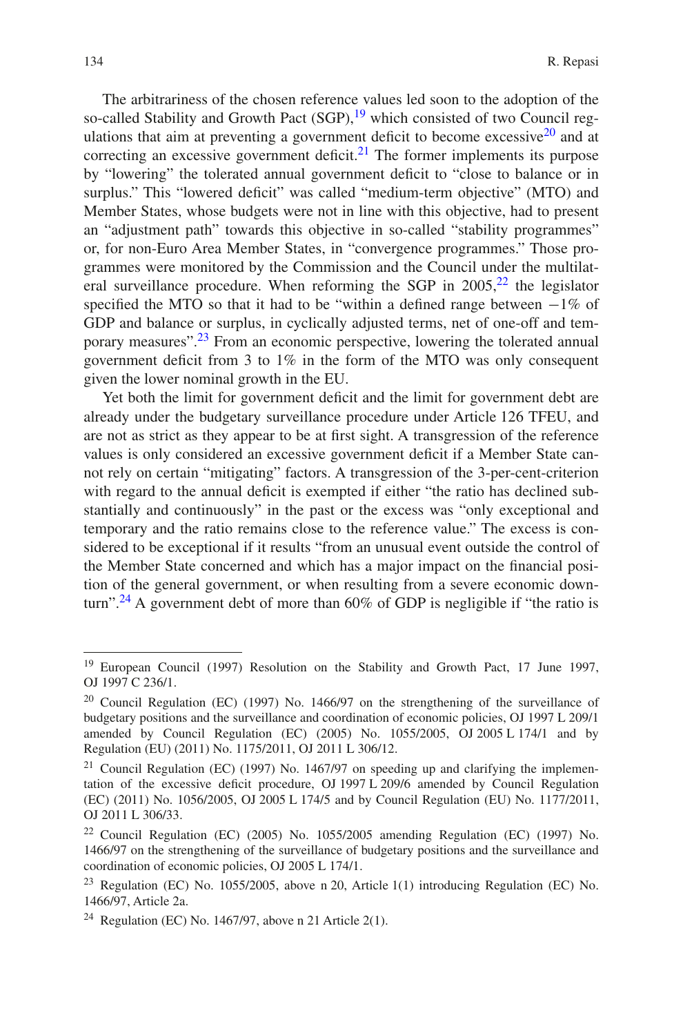The arbitrariness of the chosen reference values led soon to the adoption of the so-called Stability and Growth Pact (SGP),[19] which consisted of two Council regulations that aim at preventing a government deficit to become excessive[20] and at correcting an excessive government deficit.[21] The former implements its purpose by "lowering" the tolerated annual government deficit to "close to balance or in surplus." This "lowered deficit" was called "medium-term objective" (MTO) and Member States, whose budgets were not in line with this objective, had to present an "adjustment path" towards this objective in so-called "stability programmes" or, for non-Euro Area Member States, in "convergence programmes." Those programmes were monitored by the Commission and the Council under the multilateral surveillance procedure. When reforming the SGP in 2005,[22] the legislator specified the MTO so that it had to be "within a defined range between −1% of GDP and balance or surplus, in cyclically adjusted terms, net of one-off and temporary measures".[23] From an economic perspective, lowering the tolerated annual government deficit from 3 to 1% in the form of the MTO was only consequent given the lower nominal growth in the EU.

Yet both the limit for government deficit and the limit for government debt are already under the budgetary surveillance procedure under Article 126 TFEU, and are not as strict as they appear to be at first sight. A transgression of the reference values is only considered an excessive government deficit if a Member State cannot rely on certain "mitigating" factors. A transgression of the 3-per-cent-criterion with regard to the annual deficit is exempted if either "the ratio has declined substantially and continuously" in the past or the excess was "only exceptional and temporary and the ratio remains close to the reference value." The excess is considered to be exceptional if it results "from an unusual event outside the control of the Member State concerned and which has a major impact on the financial position of the general government, or when resulting from a severe economic downturn".[24] A government debt of more than 60% of GDP is negligible if "the ratio is

---

[19] European Council (1997) Resolution on the Stability and Growth Pact, 17 June 1997, OJ 1997 C 236/1.

[20] Council Regulation (EC) (1997) No. 1466/97 on the strengthening of the surveillance of budgetary positions and the surveillance and coordination of economic policies, OJ 1997 L 209/1 amended by Council Regulation (EC) (2005) No. 1055/2005, OJ 2005 L 174/1 and by Regulation (EU) (2011) No. 1175/2011, OJ 2011 L 306/12.

[21] Council Regulation (EC) (1997) No. 1467/97 on speeding up and clarifying the implementation of the excessive deficit procedure, OJ 1997 L 209/6 amended by Council Regulation (EC) (2011) No. 1056/2005, OJ 2005 L 174/5 and by Council Regulation (EU) No. 1177/2011, OJ 2011 L 306/33.

[22] Council Regulation (EC) (2005) No. 1055/2005 amending Regulation (EC) (1997) No. 1466/97 on the strengthening of the surveillance of budgetary positions and the surveillance and coordination of economic policies, OJ 2005 L 174/1.

[23] Regulation (EC) No. 1055/2005, above n 20, Article 1(1) introducing Regulation (EC) No. 1466/97, Article 2a.

[24] Regulation (EC) No. 1467/97, above n 21 Article 2(1).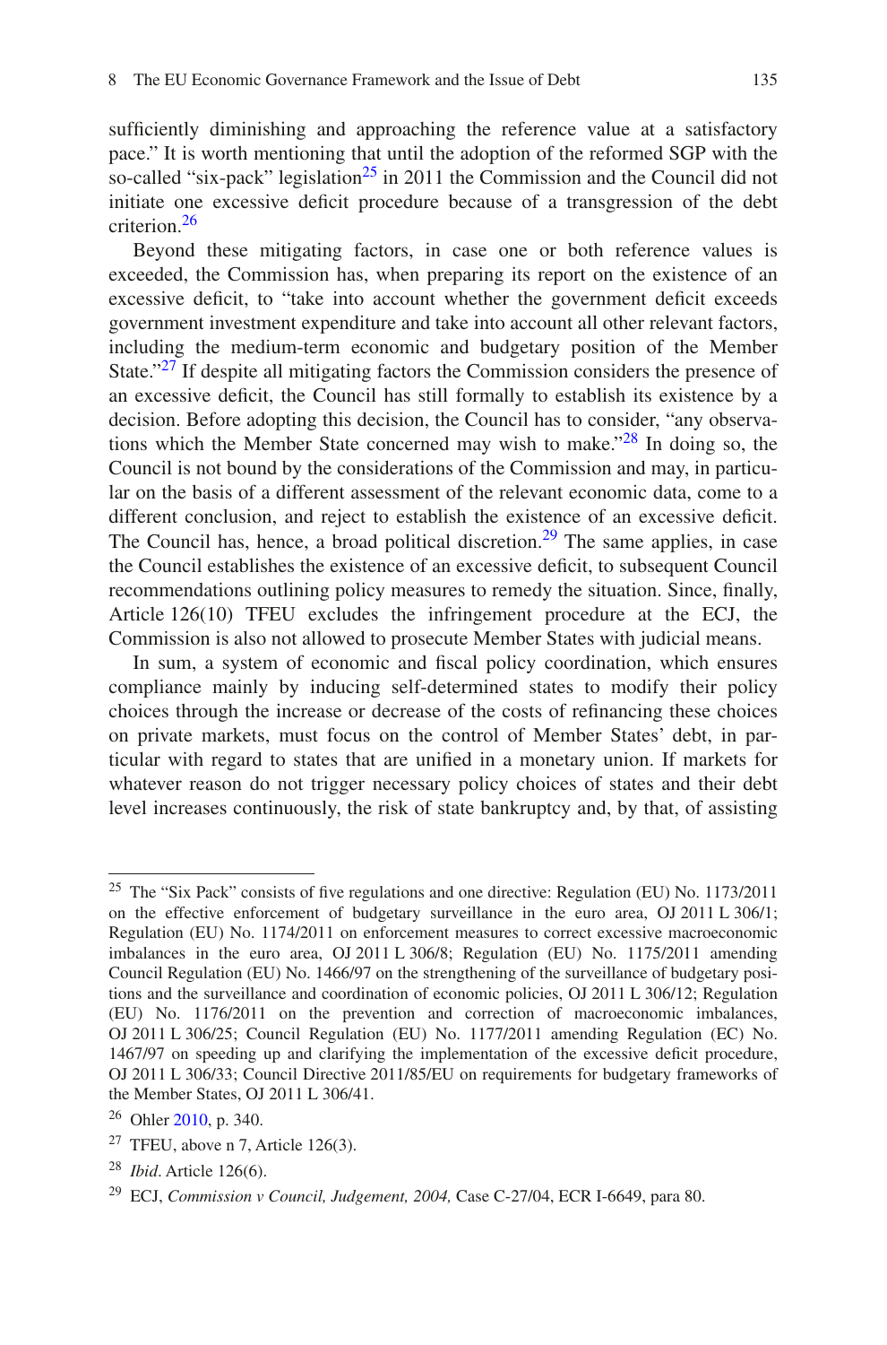sufficiently diminishing and approaching the reference value at a satisfactory pace." It is worth mentioning that until the adoption of the reformed SGP with the so-called "six-pack" legislation[25] in 2011 the Commission and the Council did not initiate one excessive deficit procedure because of a transgression of the debt criterion.[26]

Beyond these mitigating factors, in case one or both reference values is exceeded, the Commission has, when preparing its report on the existence of an excessive deficit, to "take into account whether the government deficit exceeds government investment expenditure and take into account all other relevant factors, including the medium-term economic and budgetary position of the Member State."[27] If despite all mitigating factors the Commission considers the presence of an excessive deficit, the Council has still formally to establish its existence by a decision. Before adopting this decision, the Council has to consider, "any observations which the Member State concerned may wish to make."[28] In doing so, the Council is not bound by the considerations of the Commission and may, in particular on the basis of a different assessment of the relevant economic data, come to a different conclusion, and reject to establish the existence of an excessive deficit. The Council has, hence, a broad political discretion.[29] The same applies, in case the Council establishes the existence of an excessive deficit, to subsequent Council recommendations outlining policy measures to remedy the situation. Since, finally, Article 126(10) TFEU excludes the infringement procedure at the ECJ, the Commission is also not allowed to prosecute Member States with judicial means.

In sum, a system of economic and fiscal policy coordination, which ensures compliance mainly by inducing self-determined states to modify their policy choices through the increase or decrease of the costs of refinancing these choices on private markets, must focus on the control of Member States' debt, in particular with regard to states that are unified in a monetary union. If markets for whatever reason do not trigger necessary policy choices of states and their debt level increases continuously, the risk of state bankruptcy and, by that, of assisting

---

[25] The "Six Pack" consists of five regulations and one directive: Regulation (EU) No. 1173/2011 on the effective enforcement of budgetary surveillance in the euro area, OJ 2011 L 306/1; Regulation (EU) No. 1174/2011 on enforcement measures to correct excessive macroeconomic imbalances in the euro area, OJ 2011 L 306/8; Regulation (EU) No. 1175/2011 amending Council Regulation (EU) No. 1466/97 on the strengthening of the surveillance of budgetary positions and the surveillance and coordination of economic policies, OJ 2011 L 306/12; Regulation (EU) No. 1176/2011 on the prevention and correction of macroeconomic imbalances, OJ 2011 L 306/25; Council Regulation (EU) No. 1177/2011 amending Regulation (EC) No. 1467/97 on speeding up and clarifying the implementation of the excessive deficit procedure, OJ 2011 L 306/33; Council Directive 2011/85/EU on requirements for budgetary frameworks of the Member States, OJ 2011 L 306/41.

[26] Ohler 2010, p. 340.

[27] TFEU, above n 7, Article 126(3).

[28] *Ibid*. Article 126(6).

[29] ECJ, *Commission v Council, Judgement, 2004,* Case C-27/04, ECR I-6649, para 80.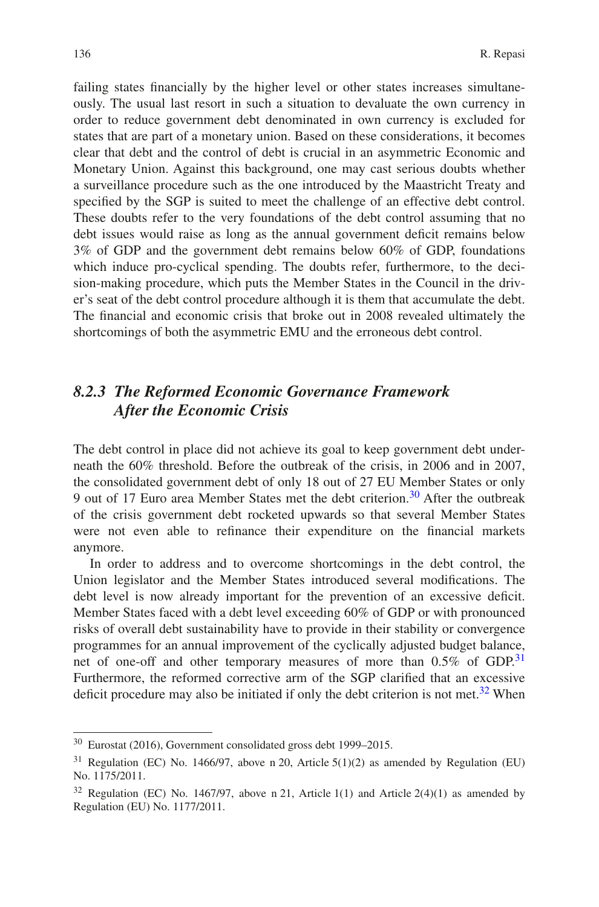failing states financially by the higher level or other states increases simultaneously. The usual last resort in such a situation to devaluate the own currency in order to reduce government debt denominated in own currency is excluded for states that are part of a monetary union. Based on these considerations, it becomes clear that debt and the control of debt is crucial in an asymmetric Economic and Monetary Union. Against this background, one may cast serious doubts whether a surveillance procedure such as the one introduced by the Maastricht Treaty and specified by the SGP is suited to meet the challenge of an effective debt control. These doubts refer to the very foundations of the debt control assuming that no debt issues would raise as long as the annual government deficit remains below 3% of GDP and the government debt remains below 60% of GDP, foundations which induce pro-cyclical spending. The doubts refer, furthermore, to the decision-making procedure, which puts the Member States in the Council in the driver's seat of the debt control procedure although it is them that accumulate the debt. The financial and economic crisis that broke out in 2008 revealed ultimately the shortcomings of both the asymmetric EMU and the erroneous debt control.

### *8.2.3 The Reformed Economic Governance Framework After the Economic Crisis*

The debt control in place did not achieve its goal to keep government debt underneath the 60% threshold. Before the outbreak of the crisis, in 2006 and in 2007, the consolidated government debt of only 18 out of 27 EU Member States or only 9 out of 17 Euro area Member States met the debt criterion.[30] After the outbreak of the crisis government debt rocketed upwards so that several Member States were not even able to refinance their expenditure on the financial markets anymore.

In order to address and to overcome shortcomings in the debt control, the Union legislator and the Member States introduced several modifications. The debt level is now already important for the prevention of an excessive deficit. Member States faced with a debt level exceeding 60% of GDP or with pronounced risks of overall debt sustainability have to provide in their stability or convergence programmes for an annual improvement of the cyclically adjusted budget balance, net of one-off and other temporary measures of more than 0.5% of GDP.[31] Furthermore, the reformed corrective arm of the SGP clarified that an excessive deficit procedure may also be initiated if only the debt criterion is not met.[32] When

[30] Eurostat (2016), Government consolidated gross debt 1999–2015.

[31] Regulation (EC) No. 1466/97, above n 20, Article 5(1)(2) as amended by Regulation (EU) No. 1175/2011.

[32] Regulation (EC) No. 1467/97, above n 21, Article 1(1) and Article 2(4)(1) as amended by Regulation (EU) No. 1177/2011.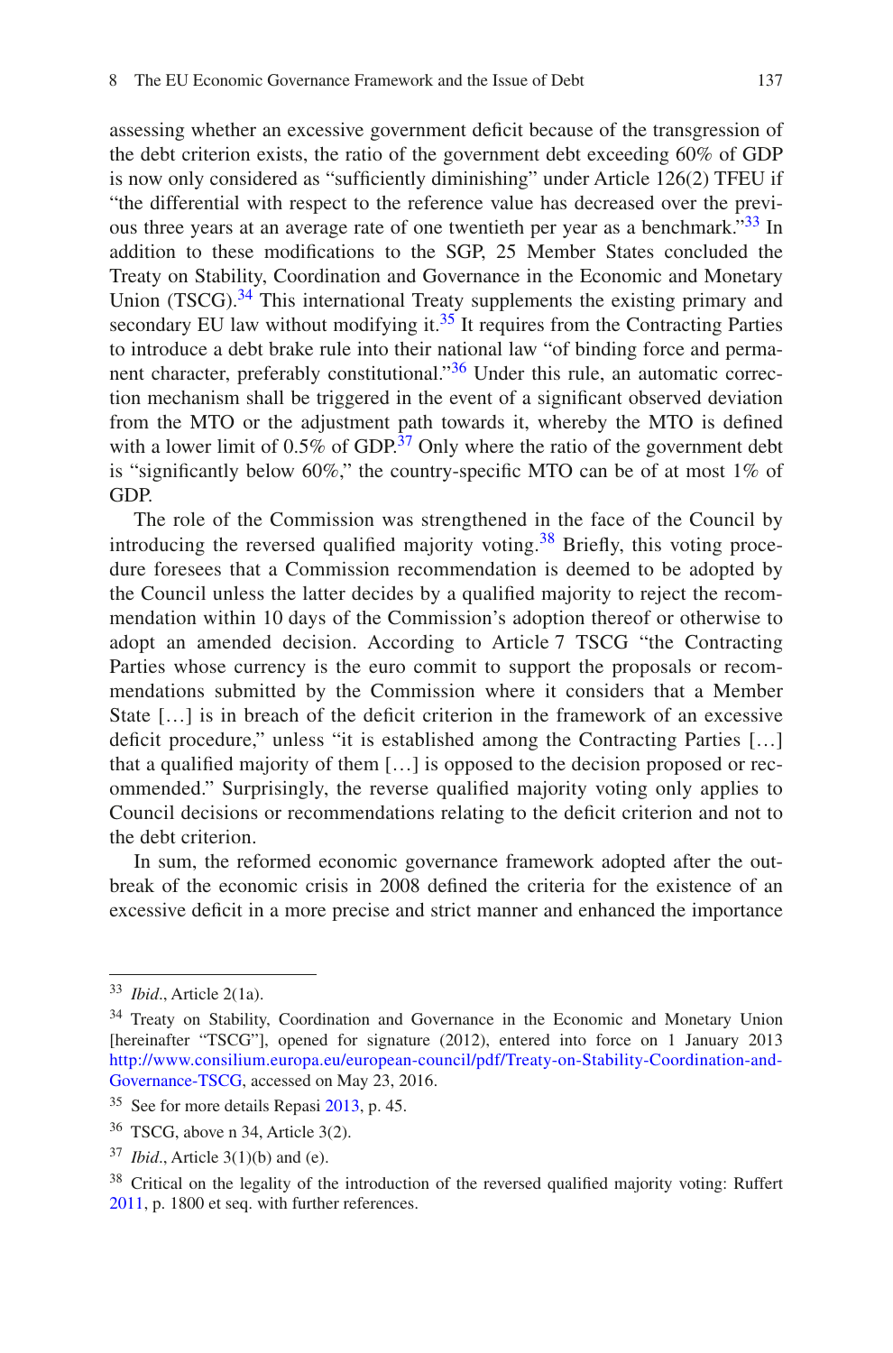assessing whether an excessive government deficit because of the transgression of the debt criterion exists, the ratio of the government debt exceeding 60% of GDP is now only considered as "sufficiently diminishing" under Article 126(2) TFEU if "the differential with respect to the reference value has decreased over the previous three years at an average rate of one twentieth per year as a benchmark."[33] In addition to these modifications to the SGP, 25 Member States concluded the Treaty on Stability, Coordination and Governance in the Economic and Monetary Union (TSCG).[34] This international Treaty supplements the existing primary and secondary EU law without modifying it.[35] It requires from the Contracting Parties to introduce a debt brake rule into their national law "of binding force and permanent character, preferably constitutional."[36] Under this rule, an automatic correction mechanism shall be triggered in the event of a significant observed deviation from the MTO or the adjustment path towards it, whereby the MTO is defined with a lower limit of 0.5% of GDP.[37] Only where the ratio of the government debt is "significantly below 60%," the country-specific MTO can be of at most 1% of GDP.

The role of the Commission was strengthened in the face of the Council by introducing the reversed qualified majority voting.[38] Briefly, this voting procedure foresees that a Commission recommendation is deemed to be adopted by the Council unless the latter decides by a qualified majority to reject the recommendation within 10 days of the Commission's adoption thereof or otherwise to adopt an amended decision. According to Article 7 TSCG "the Contracting Parties whose currency is the euro commit to support the proposals or recommendations submitted by the Commission where it considers that a Member State […] is in breach of the deficit criterion in the framework of an excessive deficit procedure," unless "it is established among the Contracting Parties […] that a qualified majority of them […] is opposed to the decision proposed or recommended." Surprisingly, the reverse qualified majority voting only applies to Council decisions or recommendations relating to the deficit criterion and not to the debt criterion.

In sum, the reformed economic governance framework adopted after the outbreak of the economic crisis in 2008 defined the criteria for the existence of an excessive deficit in a more precise and strict manner and enhanced the importance

---

[33] *Ibid*., Article 2(1a).

[34] Treaty on Stability, Coordination and Governance in the Economic and Monetary Union [hereinafter "TSCG"], opened for signature (2012), entered into force on 1 January 2013 http://www.consilium.europa.eu/european-council/pdf/Treaty-on-Stability-Coordination-and-Governance-TSCG, accessed on May 23, 2016.

[35] See for more details Repasi 2013, p. 45.

[36] TSCG, above n 34, Article 3(2).

[37] *Ibid*., Article 3(1)(b) and (e).

[38] Critical on the legality of the introduction of the reversed qualified majority voting: Ruffert 2011, p. 1800 et seq. with further references.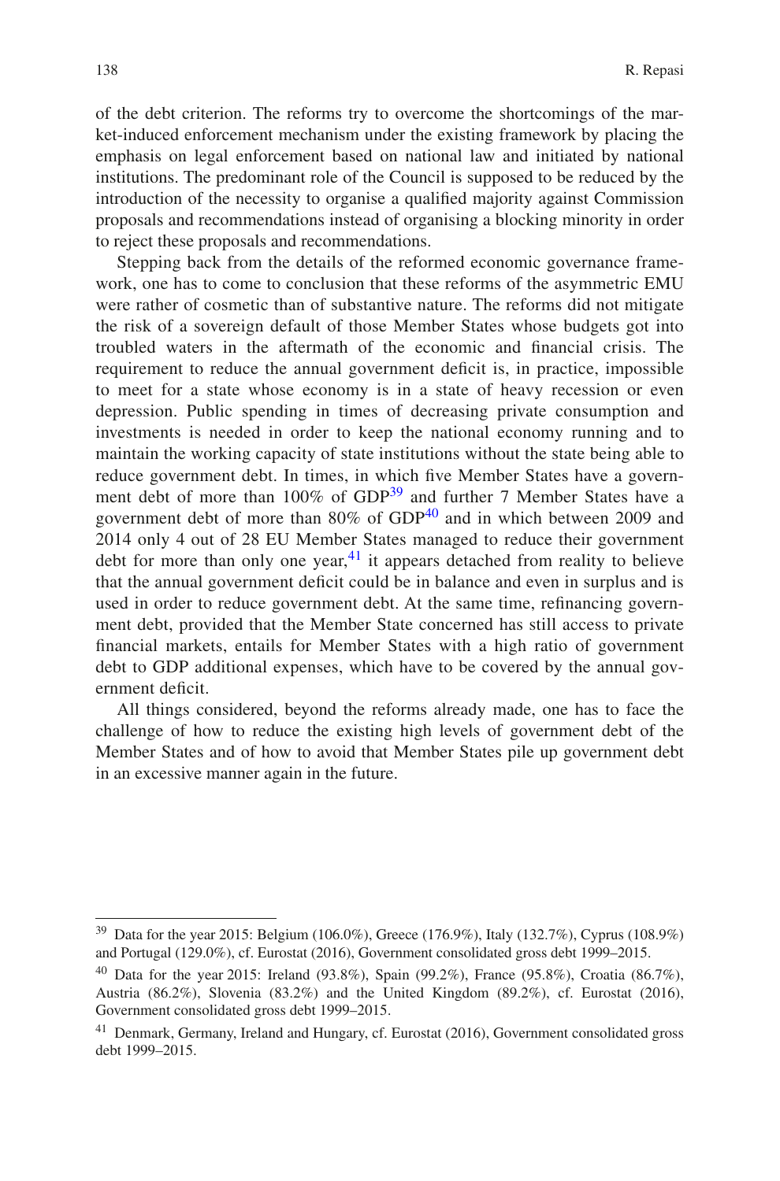of the debt criterion. The reforms try to overcome the shortcomings of the market-induced enforcement mechanism under the existing framework by placing the emphasis on legal enforcement based on national law and initiated by national institutions. The predominant role of the Council is supposed to be reduced by the introduction of the necessity to organise a qualified majority against Commission proposals and recommendations instead of organising a blocking minority in order to reject these proposals and recommendations.

Stepping back from the details of the reformed economic governance framework, one has to come to conclusion that these reforms of the asymmetric EMU were rather of cosmetic than of substantive nature. The reforms did not mitigate the risk of a sovereign default of those Member States whose budgets got into troubled waters in the aftermath of the economic and financial crisis. The requirement to reduce the annual government deficit is, in practice, impossible to meet for a state whose economy is in a state of heavy recession or even depression. Public spending in times of decreasing private consumption and investments is needed in order to keep the national economy running and to maintain the working capacity of state institutions without the state being able to reduce government debt. In times, in which five Member States have a government debt of more than 100% of GDP[39] and further 7 Member States have a government debt of more than 80% of GDP[40] and in which between 2009 and 2014 only 4 out of 28 EU Member States managed to reduce their government debt for more than only one year,[41] it appears detached from reality to believe that the annual government deficit could be in balance and even in surplus and is used in order to reduce government debt. At the same time, refinancing government debt, provided that the Member State concerned has still access to private financial markets, entails for Member States with a high ratio of government debt to GDP additional expenses, which have to be covered by the annual government deficit.

All things considered, beyond the reforms already made, one has to face the challenge of how to reduce the existing high levels of government debt of the Member States and of how to avoid that Member States pile up government debt in an excessive manner again in the future.

---

[39] Data for the year 2015: Belgium (106.0%), Greece (176.9%), Italy (132.7%), Cyprus (108.9%) and Portugal (129.0%), cf. Eurostat (2016), Government consolidated gross debt 1999–2015.

[40] Data for the year 2015: Ireland (93.8%), Spain (99.2%), France (95.8%), Croatia (86.7%), Austria (86.2%), Slovenia (83.2%) and the United Kingdom (89.2%), cf. Eurostat (2016), Government consolidated gross debt 1999–2015.

[41] Denmark, Germany, Ireland and Hungary, cf. Eurostat (2016), Government consolidated gross debt 1999–2015.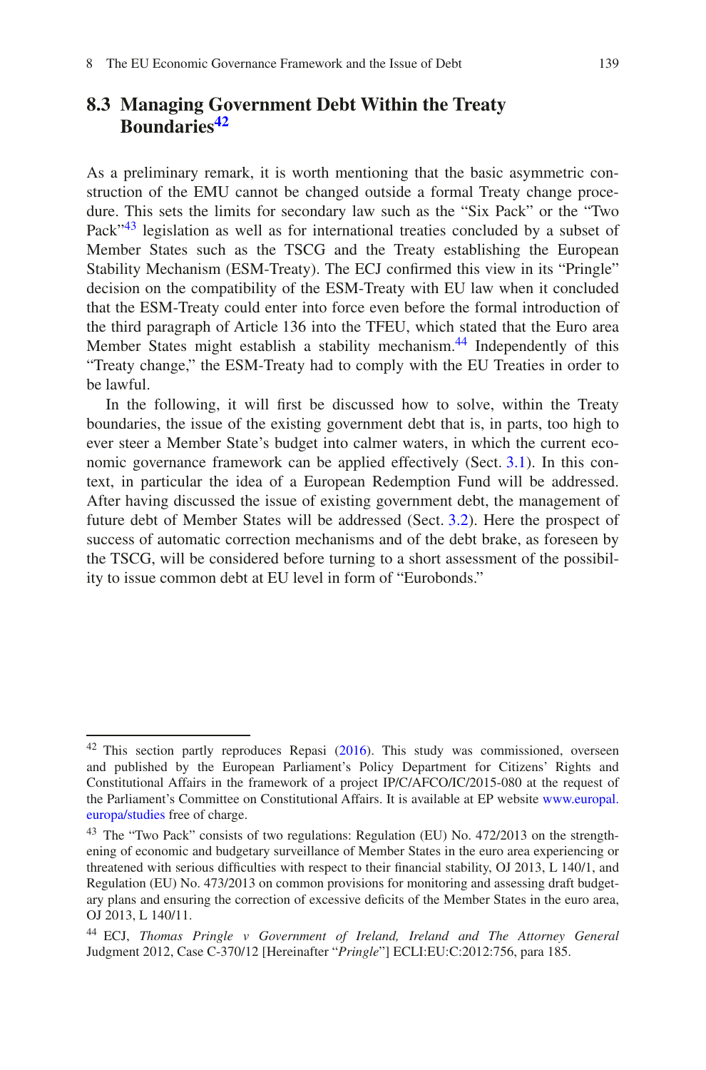## 8.3 Managing Government Debt Within the Treaty Boundaries[42]

As a preliminary remark, it is worth mentioning that the basic asymmetric construction of the EMU cannot be changed outside a formal Treaty change procedure. This sets the limits for secondary law such as the "Six Pack" or the "Two Pack"[43] legislation as well as for international treaties concluded by a subset of Member States such as the TSCG and the Treaty establishing the European Stability Mechanism (ESM-Treaty). The ECJ confirmed this view in its "Pringle" decision on the compatibility of the ESM-Treaty with EU law when it concluded that the ESM-Treaty could enter into force even before the formal introduction of the third paragraph of Article 136 into the TFEU, which stated that the Euro area Member States might establish a stability mechanism.[44] Independently of this "Treaty change," the ESM-Treaty had to comply with the EU Treaties in order to be lawful.

In the following, it will first be discussed how to solve, within the Treaty boundaries, the issue of the existing government debt that is, in parts, too high to ever steer a Member State's budget into calmer waters, in which the current economic governance framework can be applied effectively (Sect. 3.1). In this context, in particular the idea of a European Redemption Fund will be addressed. After having discussed the issue of existing government debt, the management of future debt of Member States will be addressed (Sect. 3.2). Here the prospect of success of automatic correction mechanisms and of the debt brake, as foreseen by the TSCG, will be considered before turning to a short assessment of the possibility to issue common debt at EU level in form of "Eurobonds."

---

[42] This section partly reproduces Repasi (2016). This study was commissioned, overseen and published by the European Parliament's Policy Department for Citizens' Rights and Constitutional Affairs in the framework of a project IP/C/AFCO/IC/2015-080 at the request of the Parliament's Committee on Constitutional Affairs. It is available at EP website www.europal.europa/studies free of charge.

[43] The "Two Pack" consists of two regulations: Regulation (EU) No. 472/2013 on the strengthening of economic and budgetary surveillance of Member States in the euro area experiencing or threatened with serious difficulties with respect to their financial stability, OJ 2013, L 140/1, and Regulation (EU) No. 473/2013 on common provisions for monitoring and assessing draft budgetary plans and ensuring the correction of excessive deficits of the Member States in the euro area, OJ 2013, L 140/11.

[44] ECJ, *Thomas Pringle v Government of Ireland, Ireland and The Attorney General* Judgment 2012, Case C-370/12 [Hereinafter "*Pringle*"] ECLI:EU:C:2012:756, para 185.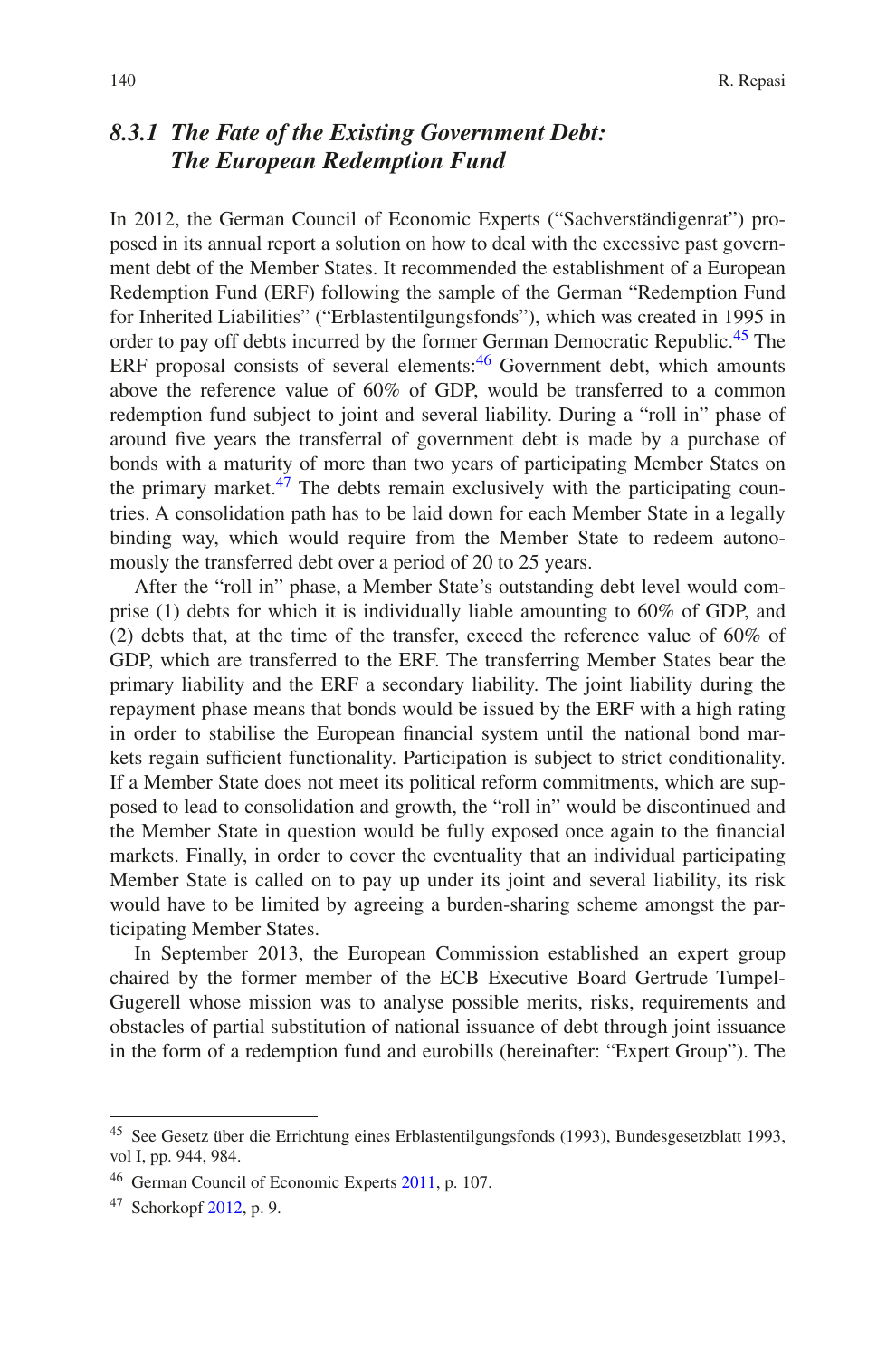### *8.3.1 The Fate of the Existing Government Debt: The European Redemption Fund*

In 2012, the German Council of Economic Experts ("Sachverständigenrat") proposed in its annual report a solution on how to deal with the excessive past government debt of the Member States. It recommended the establishment of a European Redemption Fund (ERF) following the sample of the German "Redemption Fund for Inherited Liabilities" ("Erblastentilgungsfonds"), which was created in 1995 in order to pay off debts incurred by the former German Democratic Republic.[45] The ERF proposal consists of several elements:[46] Government debt, which amounts above the reference value of 60% of GDP, would be transferred to a common redemption fund subject to joint and several liability. During a "roll in" phase of around five years the transferral of government debt is made by a purchase of bonds with a maturity of more than two years of participating Member States on the primary market.[47] The debts remain exclusively with the participating countries. A consolidation path has to be laid down for each Member State in a legally binding way, which would require from the Member State to redeem autonomously the transferred debt over a period of 20 to 25 years.

After the "roll in" phase, a Member State's outstanding debt level would comprise (1) debts for which it is individually liable amounting to 60% of GDP, and (2) debts that, at the time of the transfer, exceed the reference value of 60% of GDP, which are transferred to the ERF. The transferring Member States bear the primary liability and the ERF a secondary liability. The joint liability during the repayment phase means that bonds would be issued by the ERF with a high rating in order to stabilise the European financial system until the national bond markets regain sufficient functionality. Participation is subject to strict conditionality. If a Member State does not meet its political reform commitments, which are supposed to lead to consolidation and growth, the "roll in" would be discontinued and the Member State in question would be fully exposed once again to the financial markets. Finally, in order to cover the eventuality that an individual participating Member State is called on to pay up under its joint and several liability, its risk would have to be limited by agreeing a burden-sharing scheme amongst the participating Member States.

In September 2013, the European Commission established an expert group chaired by the former member of the ECB Executive Board Gertrude Tumpel-Gugerell whose mission was to analyse possible merits, risks, requirements and obstacles of partial substitution of national issuance of debt through joint issuance in the form of a redemption fund and eurobills (hereinafter: "Expert Group"). The

---

[45] See Gesetz über die Errichtung eines Erblastentilgungsfonds (1993), Bundesgesetzblatt 1993, vol I, pp. 944, 984.

[46] German Council of Economic Experts 2011, p. 107.

[47] Schorkopf 2012, p. 9.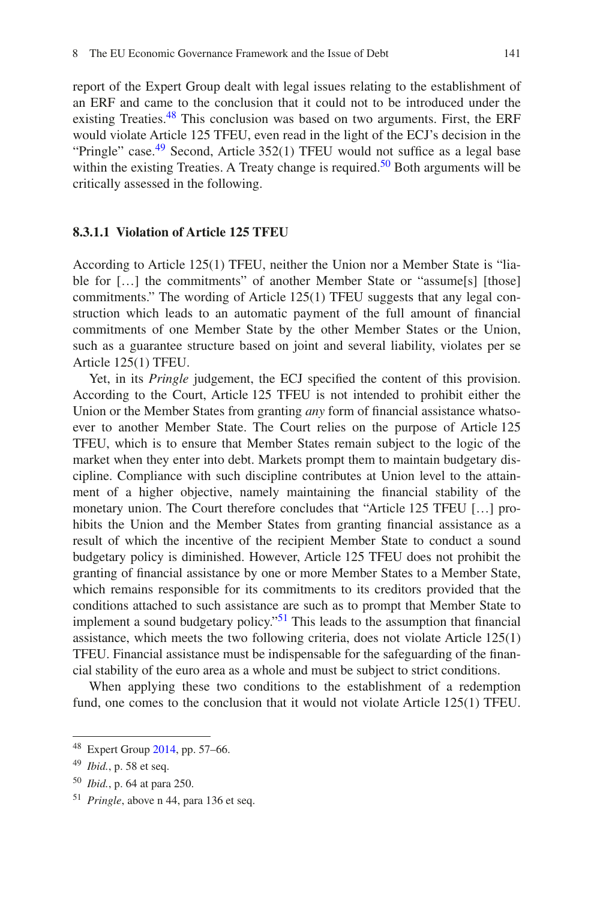report of the Expert Group dealt with legal issues relating to the establishment of an ERF and came to the conclusion that it could not to be introduced under the existing Treaties.[48] This conclusion was based on two arguments. First, the ERF would violate Article 125 TFEU, even read in the light of the ECJ's decision in the "Pringle" case.[49] Second, Article 352(1) TFEU would not suffice as a legal base within the existing Treaties. A Treaty change is required.[50] Both arguments will be critically assessed in the following.

#### 8.3.1.1 Violation of Article 125 TFEU

According to Article 125(1) TFEU, neither the Union nor a Member State is "liable for […] the commitments" of another Member State or "assume[s] [those] commitments." The wording of Article 125(1) TFEU suggests that any legal construction which leads to an automatic payment of the full amount of financial commitments of one Member State by the other Member States or the Union, such as a guarantee structure based on joint and several liability, violates per se Article 125(1) TFEU.

Yet, in its *Pringle* judgement, the ECJ specified the content of this provision. According to the Court, Article 125 TFEU is not intended to prohibit either the Union or the Member States from granting *any* form of financial assistance whatsoever to another Member State. The Court relies on the purpose of Article 125 TFEU, which is to ensure that Member States remain subject to the logic of the market when they enter into debt. Markets prompt them to maintain budgetary discipline. Compliance with such discipline contributes at Union level to the attainment of a higher objective, namely maintaining the financial stability of the monetary union. The Court therefore concludes that "Article 125 TFEU […] prohibits the Union and the Member States from granting financial assistance as a result of which the incentive of the recipient Member State to conduct a sound budgetary policy is diminished. However, Article 125 TFEU does not prohibit the granting of financial assistance by one or more Member States to a Member State, which remains responsible for its commitments to its creditors provided that the conditions attached to such assistance are such as to prompt that Member State to implement a sound budgetary policy."[51] This leads to the assumption that financial assistance, which meets the two following criteria, does not violate Article 125(1) TFEU. Financial assistance must be indispensable for the safeguarding of the financial stability of the euro area as a whole and must be subject to strict conditions.

When applying these two conditions to the establishment of a redemption fund, one comes to the conclusion that it would not violate Article 125(1) TFEU.

---

[48] Expert Group 2014, pp. 57–66.

[49] *Ibid.*, p. 58 et seq.

[50] *Ibid.*, p. 64 at para 250.

[51] *Pringle*, above n 44, para 136 et seq.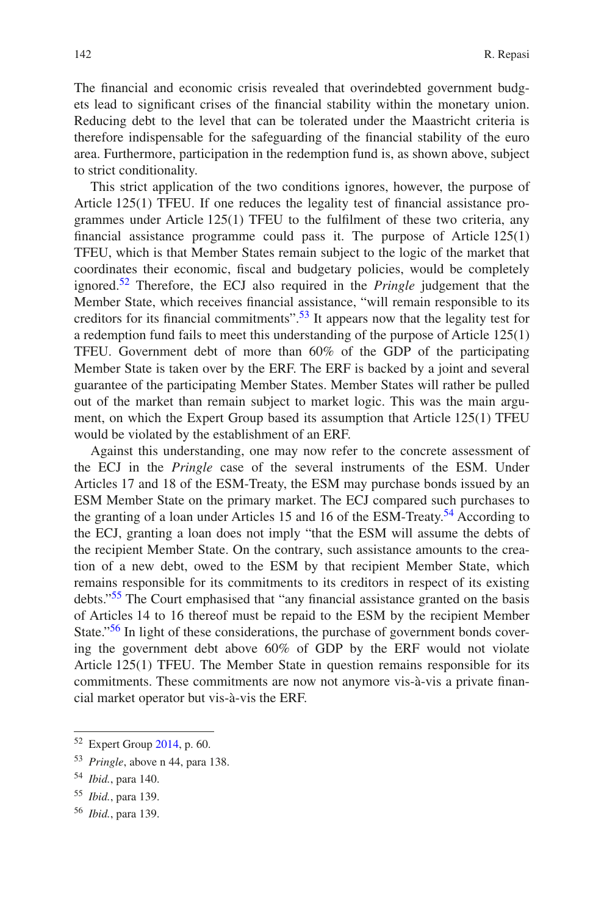The financial and economic crisis revealed that overindebted government budgets lead to significant crises of the financial stability within the monetary union. Reducing debt to the level that can be tolerated under the Maastricht criteria is therefore indispensable for the safeguarding of the financial stability of the euro area. Furthermore, participation in the redemption fund is, as shown above, subject to strict conditionality.

This strict application of the two conditions ignores, however, the purpose of Article 125(1) TFEU. If one reduces the legality test of financial assistance programmes under Article 125(1) TFEU to the fulfilment of these two criteria, any financial assistance programme could pass it. The purpose of Article 125(1) TFEU, which is that Member States remain subject to the logic of the market that coordinates their economic, fiscal and budgetary policies, would be completely ignored.[52] Therefore, the ECJ also required in the *Pringle* judgement that the Member State, which receives financial assistance, "will remain responsible to its creditors for its financial commitments".[53] It appears now that the legality test for a redemption fund fails to meet this understanding of the purpose of Article 125(1) TFEU. Government debt of more than 60% of the GDP of the participating Member State is taken over by the ERF. The ERF is backed by a joint and several guarantee of the participating Member States. Member States will rather be pulled out of the market than remain subject to market logic. This was the main argument, on which the Expert Group based its assumption that Article 125(1) TFEU would be violated by the establishment of an ERF.

Against this understanding, one may now refer to the concrete assessment of the ECJ in the *Pringle* case of the several instruments of the ESM. Under Articles 17 and 18 of the ESM-Treaty, the ESM may purchase bonds issued by an ESM Member State on the primary market. The ECJ compared such purchases to the granting of a loan under Articles 15 and 16 of the ESM-Treaty.[54] According to the ECJ, granting a loan does not imply "that the ESM will assume the debts of the recipient Member State. On the contrary, such assistance amounts to the creation of a new debt, owed to the ESM by that recipient Member State, which remains responsible for its commitments to its creditors in respect of its existing debts."[55] The Court emphasised that "any financial assistance granted on the basis of Articles 14 to 16 thereof must be repaid to the ESM by the recipient Member State."[56] In light of these considerations, the purchase of government bonds covering the government debt above 60% of GDP by the ERF would not violate Article 125(1) TFEU. The Member State in question remains responsible for its commitments. These commitments are now not anymore vis-à-vis a private financial market operator but vis-à-vis the ERF.

---

[52] Expert Group 2014, p. 60.

[53] *Pringle*, above n 44, para 138.

[54] *Ibid.*, para 140.

[55] *Ibid.*, para 139.

[56] *Ibid.*, para 139.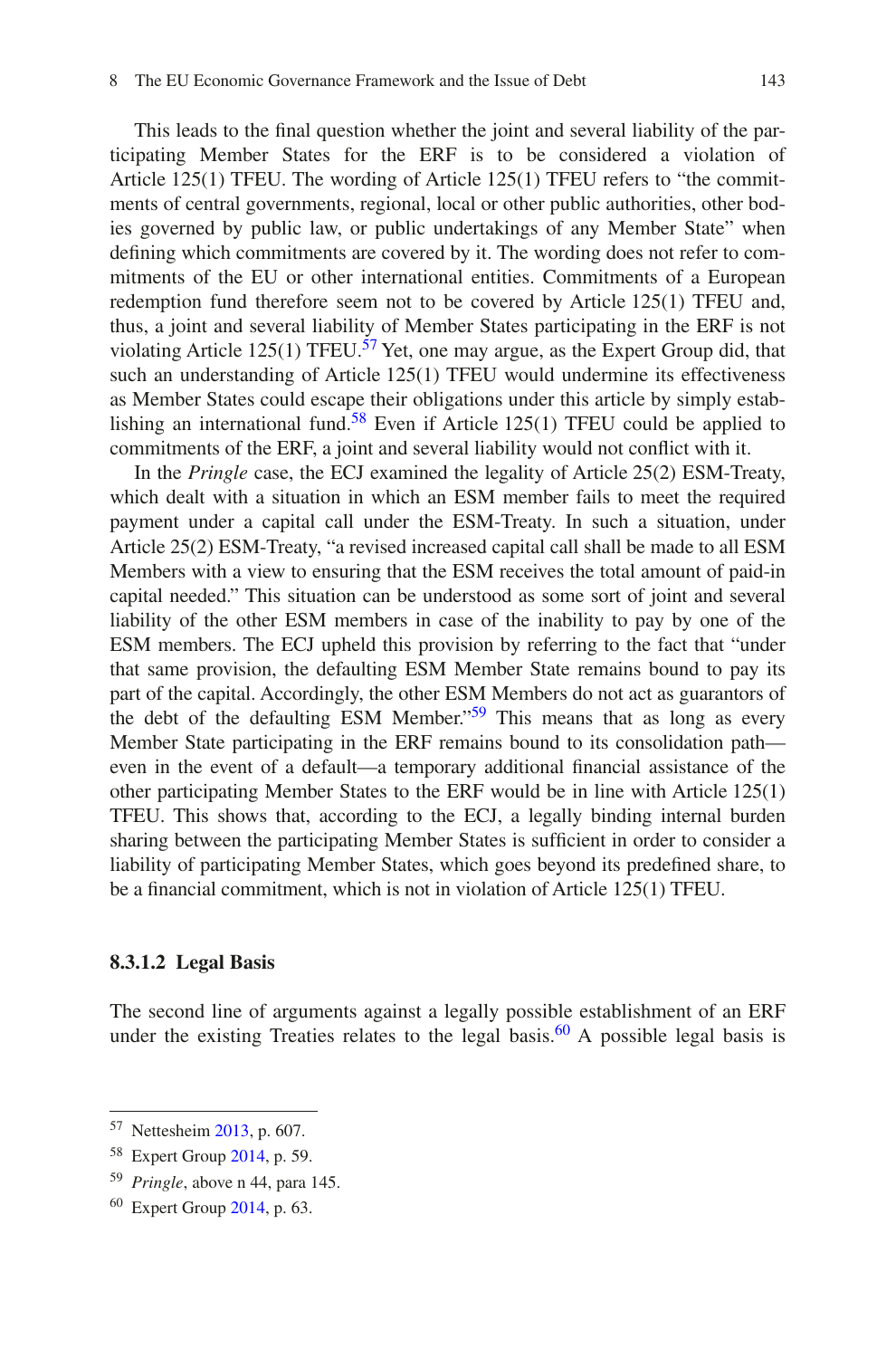This leads to the final question whether the joint and several liability of the participating Member States for the ERF is to be considered a violation of Article 125(1) TFEU. The wording of Article 125(1) TFEU refers to "the commitments of central governments, regional, local or other public authorities, other bodies governed by public law, or public undertakings of any Member State" when defining which commitments are covered by it. The wording does not refer to commitments of the EU or other international entities. Commitments of a European redemption fund therefore seem not to be covered by Article 125(1) TFEU and, thus, a joint and several liability of Member States participating in the ERF is not violating Article 125(1) TFEU.[57] Yet, one may argue, as the Expert Group did, that such an understanding of Article 125(1) TFEU would undermine its effectiveness as Member States could escape their obligations under this article by simply establishing an international fund.[58] Even if Article 125(1) TFEU could be applied to commitments of the ERF, a joint and several liability would not conflict with it.

In the *Pringle* case, the ECJ examined the legality of Article 25(2) ESM-Treaty, which dealt with a situation in which an ESM member fails to meet the required payment under a capital call under the ESM-Treaty. In such a situation, under Article 25(2) ESM-Treaty, "a revised increased capital call shall be made to all ESM Members with a view to ensuring that the ESM receives the total amount of paid-in capital needed." This situation can be understood as some sort of joint and several liability of the other ESM members in case of the inability to pay by one of the ESM members. The ECJ upheld this provision by referring to the fact that "under that same provision, the defaulting ESM Member State remains bound to pay its part of the capital. Accordingly, the other ESM Members do not act as guarantors of the debt of the defaulting ESM Member."[59] This means that as long as every Member State participating in the ERF remains bound to its consolidation path—even in the event of a default—a temporary additional financial assistance of the other participating Member States to the ERF would be in line with Article 125(1) TFEU. This shows that, according to the ECJ, a legally binding internal burden sharing between the participating Member States is sufficient in order to consider a liability of participating Member States, which goes beyond its predefined share, to be a financial commitment, which is not in violation of Article 125(1) TFEU.

#### 8.3.1.2 Legal Basis

The second line of arguments against a legally possible establishment of an ERF under the existing Treaties relates to the legal basis.[60] A possible legal basis is

---

[57] Nettesheim 2013, p. 607.

[58] Expert Group 2014, p. 59.

[59] *Pringle*, above n 44, para 145.

[60] Expert Group 2014, p. 63.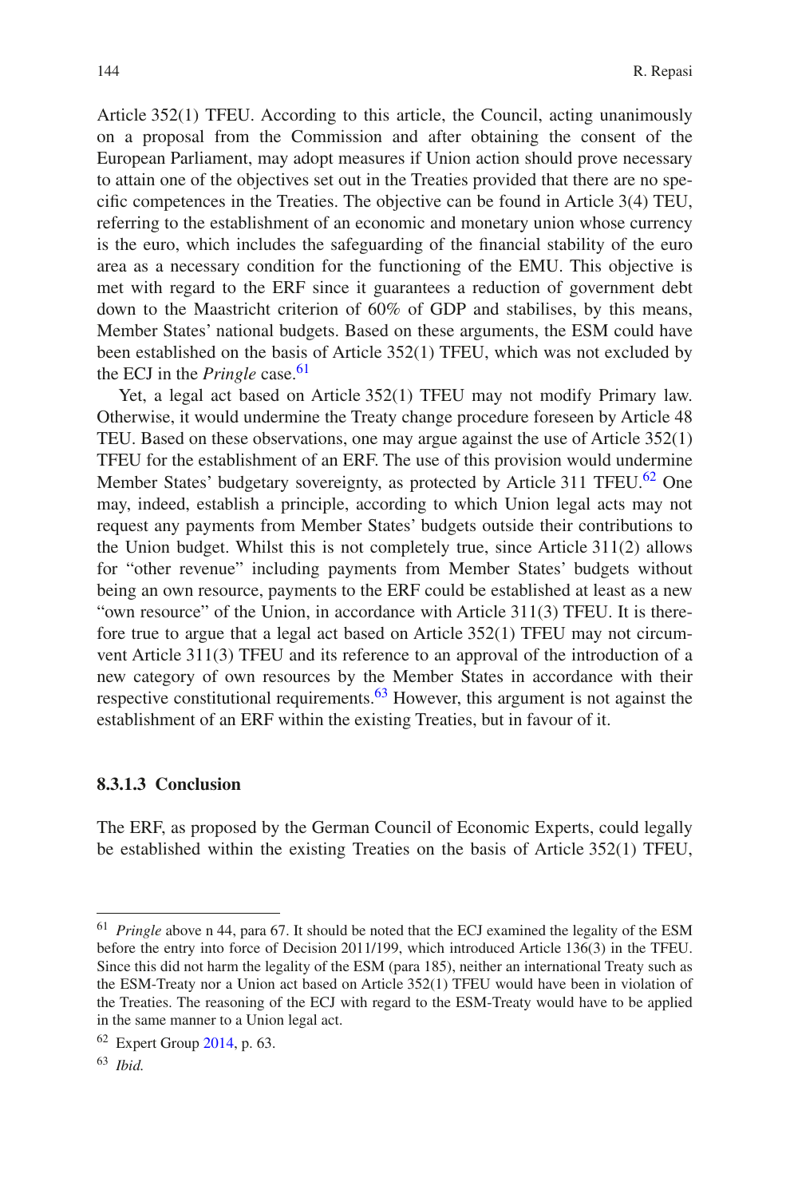Article 352(1) TFEU. According to this article, the Council, acting unanimously on a proposal from the Commission and after obtaining the consent of the European Parliament, may adopt measures if Union action should prove necessary to attain one of the objectives set out in the Treaties provided that there are no specific competences in the Treaties. The objective can be found in Article 3(4) TEU, referring to the establishment of an economic and monetary union whose currency is the euro, which includes the safeguarding of the financial stability of the euro area as a necessary condition for the functioning of the EMU. This objective is met with regard to the ERF since it guarantees a reduction of government debt down to the Maastricht criterion of 60% of GDP and stabilises, by this means, Member States' national budgets. Based on these arguments, the ESM could have been established on the basis of Article 352(1) TFEU, which was not excluded by the ECJ in the *Pringle* case.[61]

Yet, a legal act based on Article 352(1) TFEU may not modify Primary law. Otherwise, it would undermine the Treaty change procedure foreseen by Article 48 TEU. Based on these observations, one may argue against the use of Article 352(1) TFEU for the establishment of an ERF. The use of this provision would undermine Member States' budgetary sovereignty, as protected by Article 311 TFEU.[62] One may, indeed, establish a principle, according to which Union legal acts may not request any payments from Member States' budgets outside their contributions to the Union budget. Whilst this is not completely true, since Article 311(2) allows for "other revenue" including payments from Member States' budgets without being an own resource, payments to the ERF could be established at least as a new "own resource" of the Union, in accordance with Article 311(3) TFEU. It is therefore true to argue that a legal act based on Article 352(1) TFEU may not circumvent Article 311(3) TFEU and its reference to an approval of the introduction of a new category of own resources by the Member States in accordance with their respective constitutional requirements.[63] However, this argument is not against the establishment of an ERF within the existing Treaties, but in favour of it.

#### 8.3.1.3 Conclusion

The ERF, as proposed by the German Council of Economic Experts, could legally be established within the existing Treaties on the basis of Article 352(1) TFEU,

---

[61] *Pringle* above n 44, para 67. It should be noted that the ECJ examined the legality of the ESM before the entry into force of Decision 2011/199, which introduced Article 136(3) in the TFEU. Since this did not harm the legality of the ESM (para 185), neither an international Treaty such as the ESM-Treaty nor a Union act based on Article 352(1) TFEU would have been in violation of the Treaties. The reasoning of the ECJ with regard to the ESM-Treaty would have to be applied in the same manner to a Union legal act.

[62] Expert Group 2014, p. 63.

[63] *Ibid.*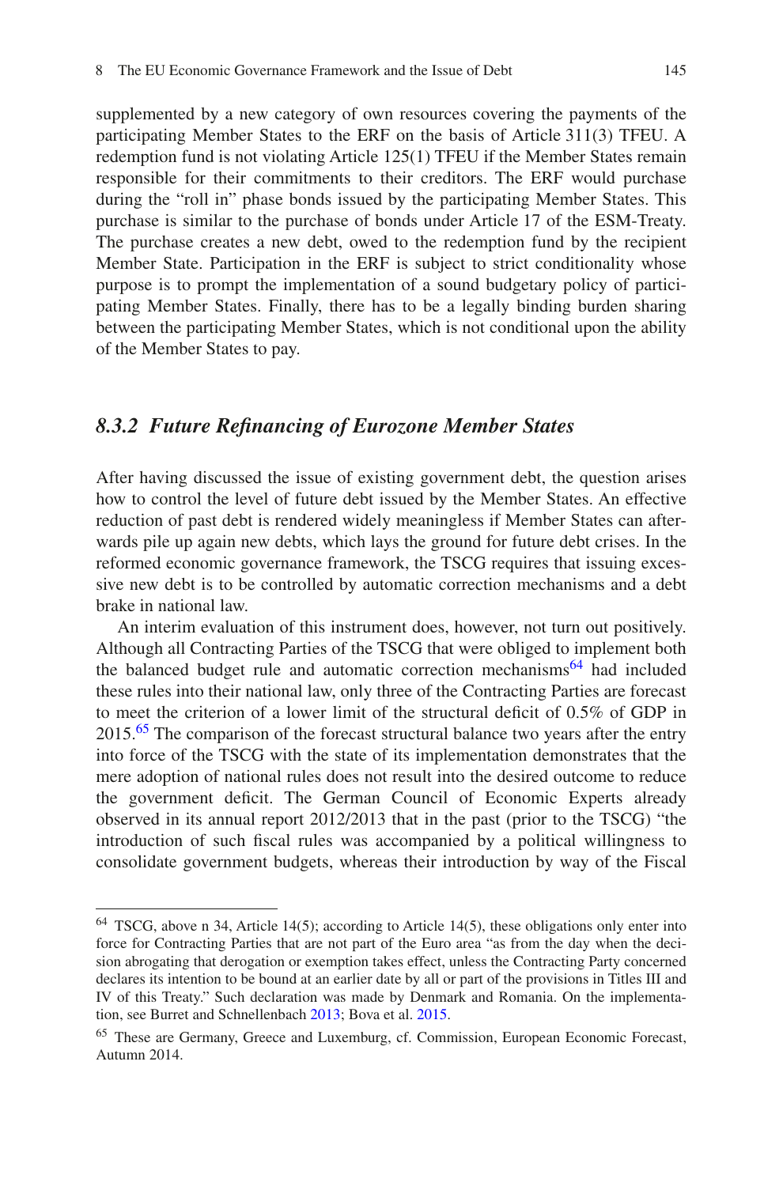supplemented by a new category of own resources covering the payments of the participating Member States to the ERF on the basis of Article 311(3) TFEU. A redemption fund is not violating Article 125(1) TFEU if the Member States remain responsible for their commitments to their creditors. The ERF would purchase during the "roll in" phase bonds issued by the participating Member States. This purchase is similar to the purchase of bonds under Article 17 of the ESM-Treaty. The purchase creates a new debt, owed to the redemption fund by the recipient Member State. Participation in the ERF is subject to strict conditionality whose purpose is to prompt the implementation of a sound budgetary policy of participating Member States. Finally, there has to be a legally binding burden sharing between the participating Member States, which is not conditional upon the ability of the Member States to pay.

### *8.3.2 Future Refinancing of Eurozone Member States*

After having discussed the issue of existing government debt, the question arises how to control the level of future debt issued by the Member States. An effective reduction of past debt is rendered widely meaningless if Member States can afterwards pile up again new debts, which lays the ground for future debt crises. In the reformed economic governance framework, the TSCG requires that issuing excessive new debt is to be controlled by automatic correction mechanisms and a debt brake in national law.

An interim evaluation of this instrument does, however, not turn out positively. Although all Contracting Parties of the TSCG that were obliged to implement both the balanced budget rule and automatic correction mechanisms[64] had included these rules into their national law, only three of the Contracting Parties are forecast to meet the criterion of a lower limit of the structural deficit of 0.5% of GDP in 2015.[65] The comparison of the forecast structural balance two years after the entry into force of the TSCG with the state of its implementation demonstrates that the mere adoption of national rules does not result into the desired outcome to reduce the government deficit. The German Council of Economic Experts already observed in its annual report 2012/2013 that in the past (prior to the TSCG) "the introduction of such fiscal rules was accompanied by a political willingness to consolidate government budgets, whereas their introduction by way of the Fiscal

[64] TSCG, above n 34, Article 14(5); according to Article 14(5), these obligations only enter into force for Contracting Parties that are not part of the Euro area "as from the day when the decision abrogating that derogation or exemption takes effect, unless the Contracting Party concerned declares its intention to be bound at an earlier date by all or part of the provisions in Titles III and IV of this Treaty." Such declaration was made by Denmark and Romania. On the implementation, see Burret and Schnellenbach 2013; Bova et al. 2015.

[65] These are Germany, Greece and Luxemburg, cf. Commission, European Economic Forecast, Autumn 2014.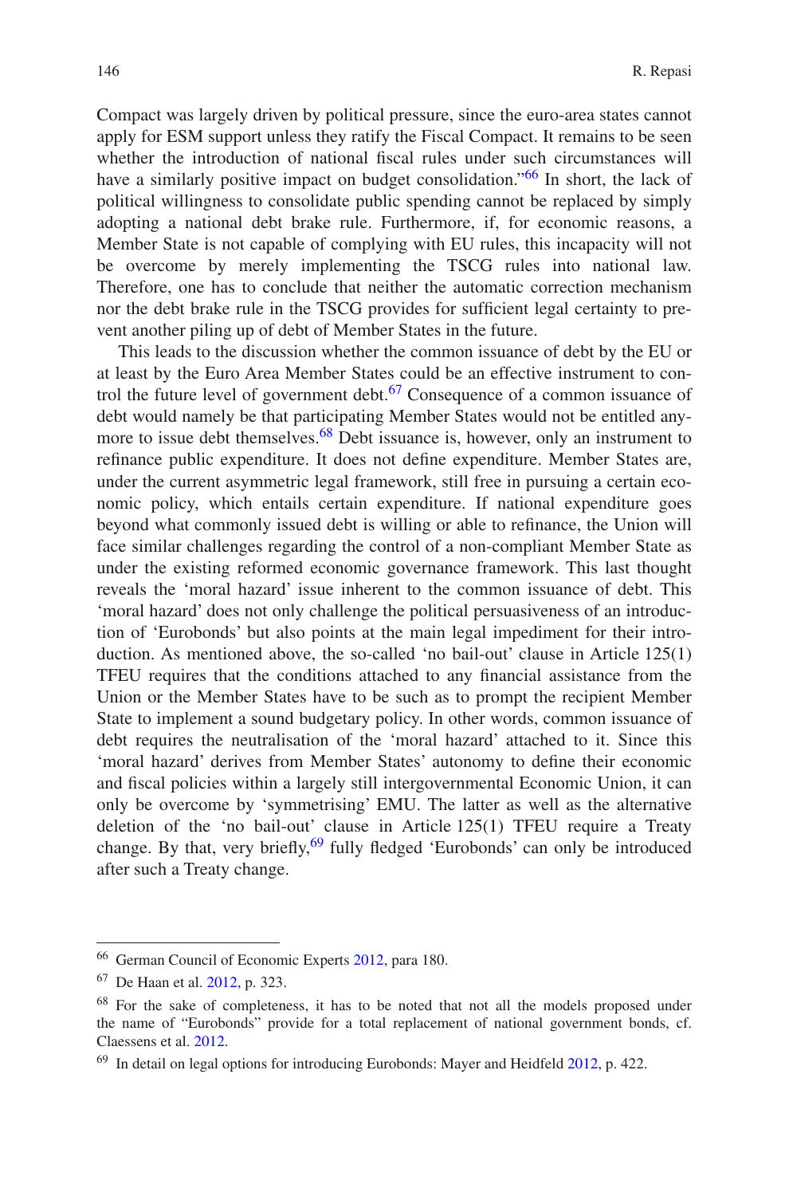Compact was largely driven by political pressure, since the euro-area states cannot apply for ESM support unless they ratify the Fiscal Compact. It remains to be seen whether the introduction of national fiscal rules under such circumstances will have a similarly positive impact on budget consolidation."[66] In short, the lack of political willingness to consolidate public spending cannot be replaced by simply adopting a national debt brake rule. Furthermore, if, for economic reasons, a Member State is not capable of complying with EU rules, this incapacity will not be overcome by merely implementing the TSCG rules into national law. Therefore, one has to conclude that neither the automatic correction mechanism nor the debt brake rule in the TSCG provides for sufficient legal certainty to prevent another piling up of debt of Member States in the future.

This leads to the discussion whether the common issuance of debt by the EU or at least by the Euro Area Member States could be an effective instrument to control the future level of government debt.[67] Consequence of a common issuance of debt would namely be that participating Member States would not be entitled anymore to issue debt themselves.[68] Debt issuance is, however, only an instrument to refinance public expenditure. It does not define expenditure. Member States are, under the current asymmetric legal framework, still free in pursuing a certain economic policy, which entails certain expenditure. If national expenditure goes beyond what commonly issued debt is willing or able to refinance, the Union will face similar challenges regarding the control of a non-compliant Member State as under the existing reformed economic governance framework. This last thought reveals the 'moral hazard' issue inherent to the common issuance of debt. This 'moral hazard' does not only challenge the political persuasiveness of an introduction of 'Eurobonds' but also points at the main legal impediment for their introduction. As mentioned above, the so-called 'no bail-out' clause in Article 125(1) TFEU requires that the conditions attached to any financial assistance from the Union or the Member States have to be such as to prompt the recipient Member State to implement a sound budgetary policy. In other words, common issuance of debt requires the neutralisation of the 'moral hazard' attached to it. Since this 'moral hazard' derives from Member States' autonomy to define their economic and fiscal policies within a largely still intergovernmental Economic Union, it can only be overcome by 'symmetrising' EMU. The latter as well as the alternative deletion of the 'no bail-out' clause in Article 125(1) TFEU require a Treaty change. By that, very briefly,[69] fully fledged 'Eurobonds' can only be introduced after such a Treaty change.

---

[66] German Council of Economic Experts 2012, para 180.

[67] De Haan et al. 2012, p. 323.

[68] For the sake of completeness, it has to be noted that not all the models proposed under the name of "Eurobonds" provide for a total replacement of national government bonds, cf. Claessens et al. 2012.

[69] In detail on legal options for introducing Eurobonds: Mayer and Heidfeld 2012, p. 422.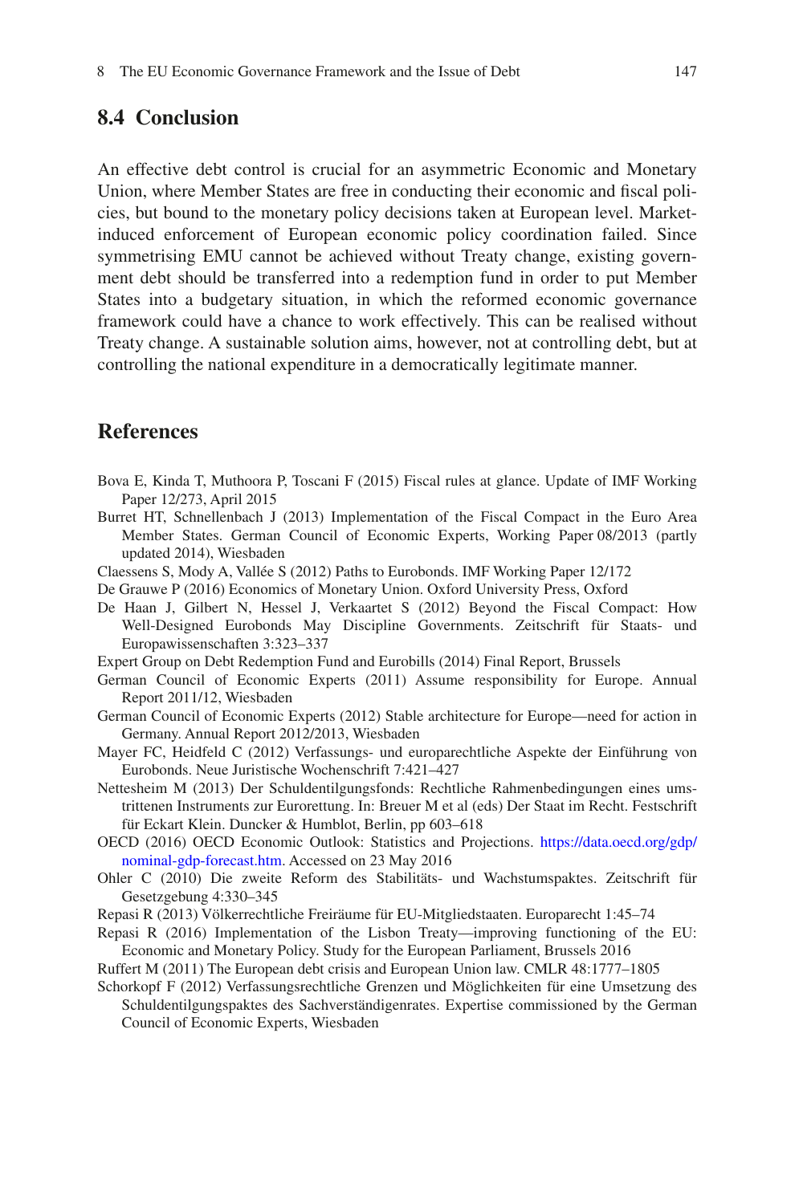## 8.4 Conclusion

An effective debt control is crucial for an asymmetric Economic and Monetary Union, where Member States are free in conducting their economic and fiscal policies, but bound to the monetary policy decisions taken at European level. Market-induced enforcement of European economic policy coordination failed. Since symmetrising EMU cannot be achieved without Treaty change, existing government debt should be transferred into a redemption fund in order to put Member States into a budgetary situation, in which the reformed economic governance framework could have a chance to work effectively. This can be realised without Treaty change. A sustainable solution aims, however, not at controlling debt, but at controlling the national expenditure in a democratically legitimate manner.

## References

Bova E, Kinda T, Muthoora P, Toscani F (2015) Fiscal rules at glance. Update of IMF Working Paper 12/273, April 2015

Burret HT, Schnellenbach J (2013) Implementation of the Fiscal Compact in the Euro Area Member States. German Council of Economic Experts, Working Paper 08/2013 (partly updated 2014), Wiesbaden

Claessens S, Mody A, Vallée S (2012) Paths to Eurobonds. IMF Working Paper 12/172

De Grauwe P (2016) Economics of Monetary Union. Oxford University Press, Oxford

De Haan J, Gilbert N, Hessel J, Verkaartet S (2012) Beyond the Fiscal Compact: How Well-Designed Eurobonds May Discipline Governments. Zeitschrift für Staats- und Europawissenschaften 3:323–337

Expert Group on Debt Redemption Fund and Eurobills (2014) Final Report, Brussels

German Council of Economic Experts (2011) Assume responsibility for Europe. Annual Report 2011/12, Wiesbaden

German Council of Economic Experts (2012) Stable architecture for Europe—need for action in Germany. Annual Report 2012/2013, Wiesbaden

Mayer FC, Heidfeld C (2012) Verfassungs- und europarechtliche Aspekte der Einführung von Eurobonds. Neue Juristische Wochenschrift 7:421–427

Nettesheim M (2013) Der Schuldentilgungsfonds: Rechtliche Rahmenbedingungen eines umstrittenen Instruments zur Eurorettung. In: Breuer M et al (eds) Der Staat im Recht. Festschrift für Eckart Klein. Duncker & Humblot, Berlin, pp 603–618

OECD (2016) OECD Economic Outlook: Statistics and Projections. https://data.oecd.org/gdp/nominal-gdp-forecast.htm. Accessed on 23 May 2016

Ohler C (2010) Die zweite Reform des Stabilitäts- und Wachstumspaktes. Zeitschrift für Gesetzgebung 4:330–345

Repasi R (2013) Völkerrechtliche Freiräume für EU-Mitgliedstaaten. Europarecht 1:45–74

Repasi R (2016) Implementation of the Lisbon Treaty—improving functioning of the EU: Economic and Monetary Policy. Study for the European Parliament, Brussels 2016

Ruffert M (2011) The European debt crisis and European Union law. CMLR 48:1777–1805

Schorkopf F (2012) Verfassungsrechtliche Grenzen und Möglichkeiten für eine Umsetzung des Schuldentilgungspaktes des Sachverständigenrates. Expertise commissioned by the German Council of Economic Experts, Wiesbaden